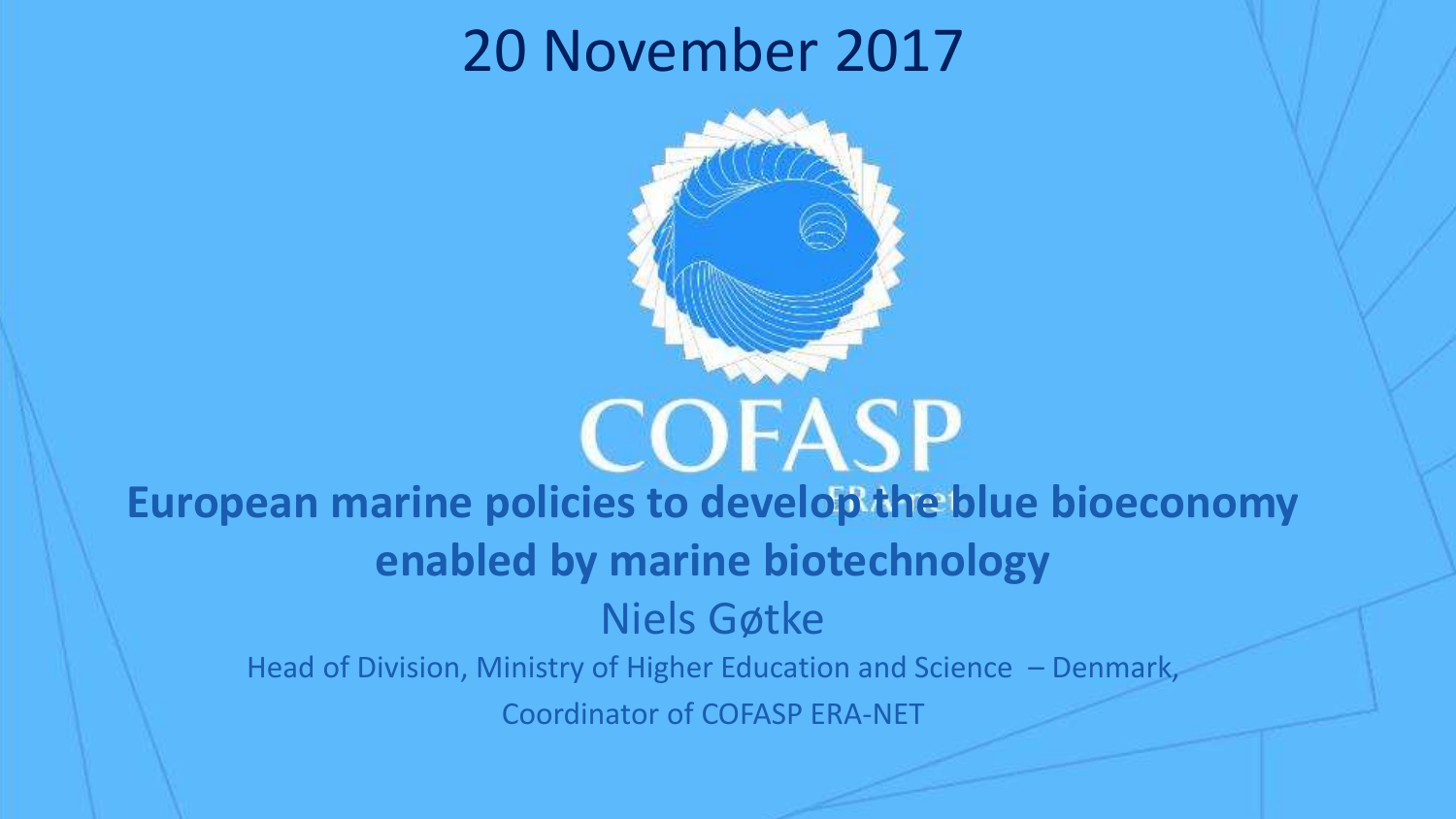20 November 2017

COFASP

ERA-net

# European marine policies to develop the blue bioeconomy enabled by marine biotechnology

Niels Gøtke

Head of Division, Ministry of Higher Education and Science – Denmark,

Coordinator of COFASP ERA-NET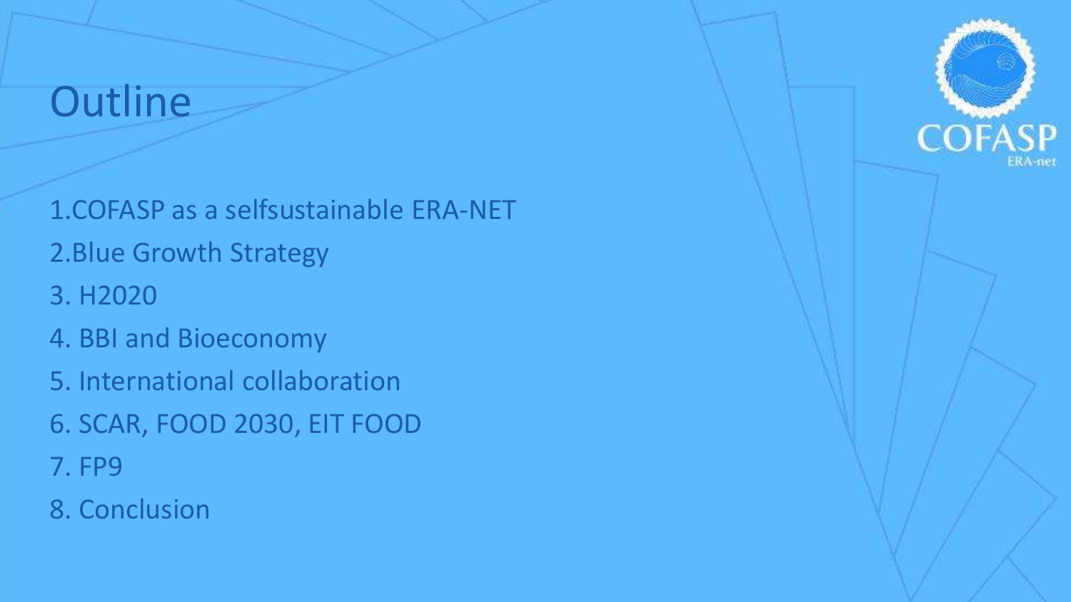# Outline

1. COFASP as a selfsustainable ERA-NET
2. Blue Growth Strategy
3. H2020
4. BBI and Bioeconomy
5. International collaboration
6. SCAR, FOOD 2030, EIT FOOD
7. FP9
8. Conclusion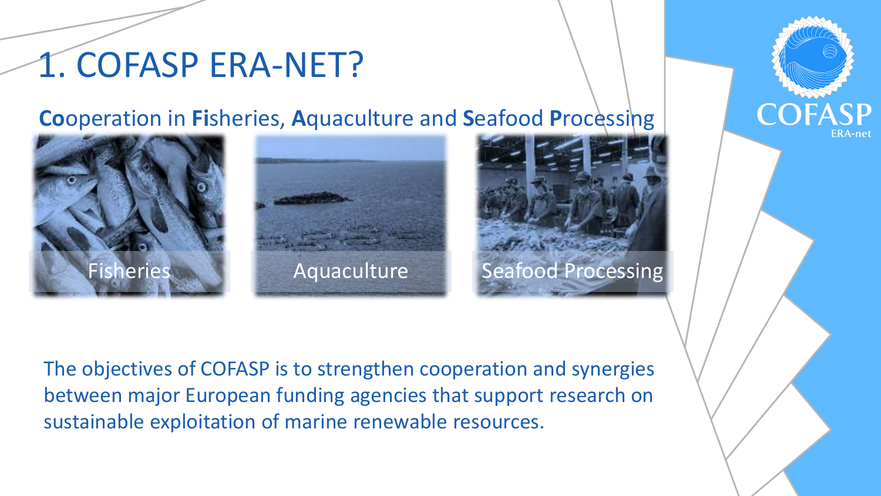# 1. COFASP ERA-NET?

**Co**operation in **Fi**sheries, **A**quaculture and **S**eafood **P**rocessing

Fisheries

Aquaculture

Seafood Processing

The objectives of COFASP is to strengthen cooperation and synergies between major European funding agencies that support research on sustainable exploitation of marine renewable resources.

COFASP ERA-net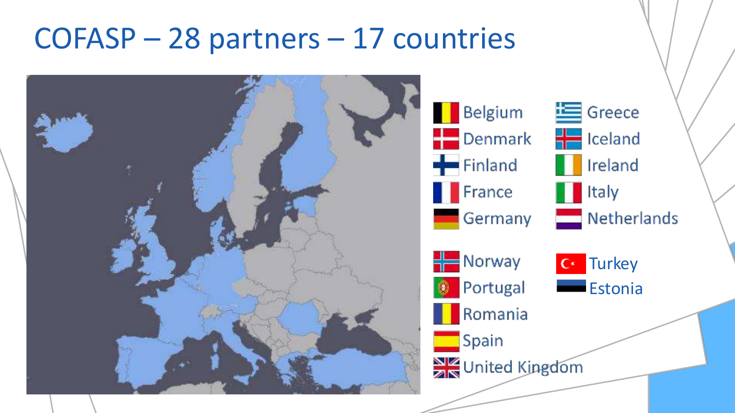# COFASP – 28 partners – 17 countries

- Belgium
- Denmark
- Finland
- France
- Germany
- Greece
- Iceland
- Ireland
- Italy
- Netherlands
- Norway
- Portugal
- Romania
- Spain
- United Kingdom
- Turkey
- Estonia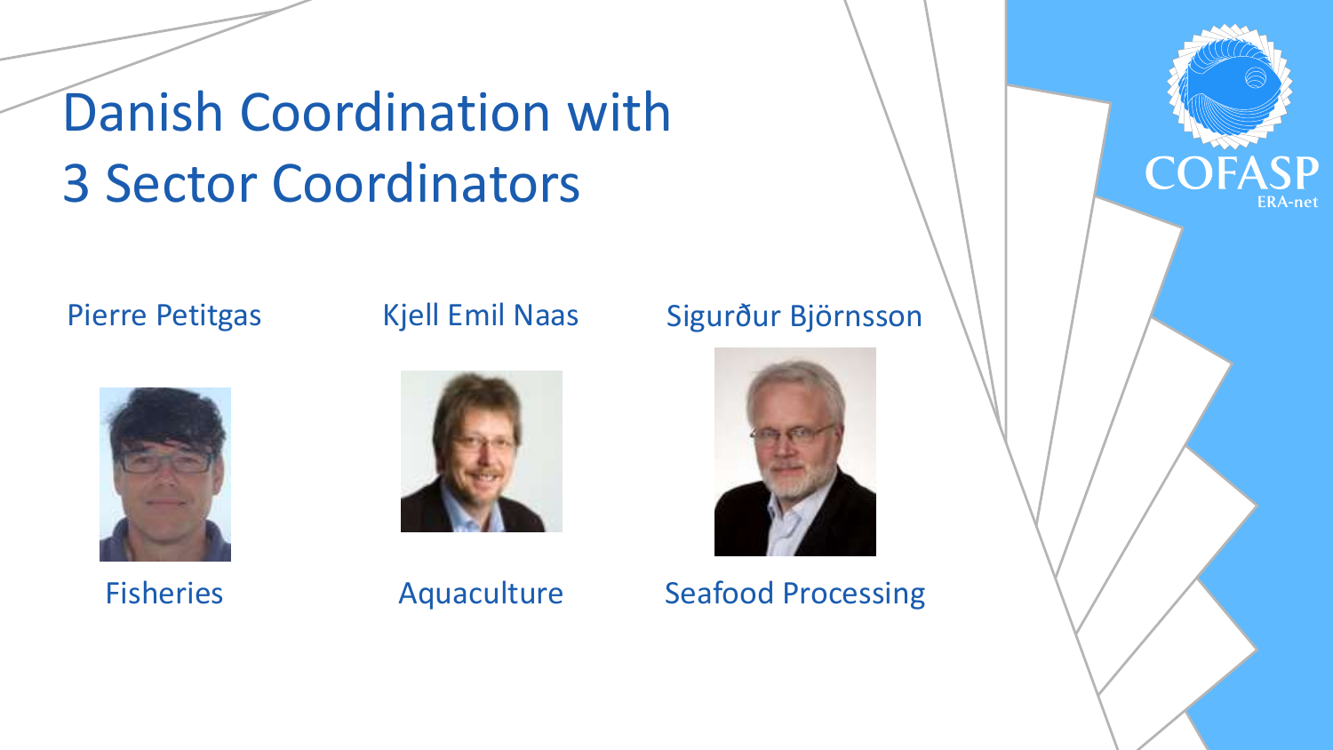# Danish Coordination with 3 Sector Coordinators

| Pierre Petitgas | Kjell Emil Naas | Sigurður Björnsson |
| --- | --- | --- |
| Fisheries | Aquaculture | Seafood Processing |

COFASP ERA-net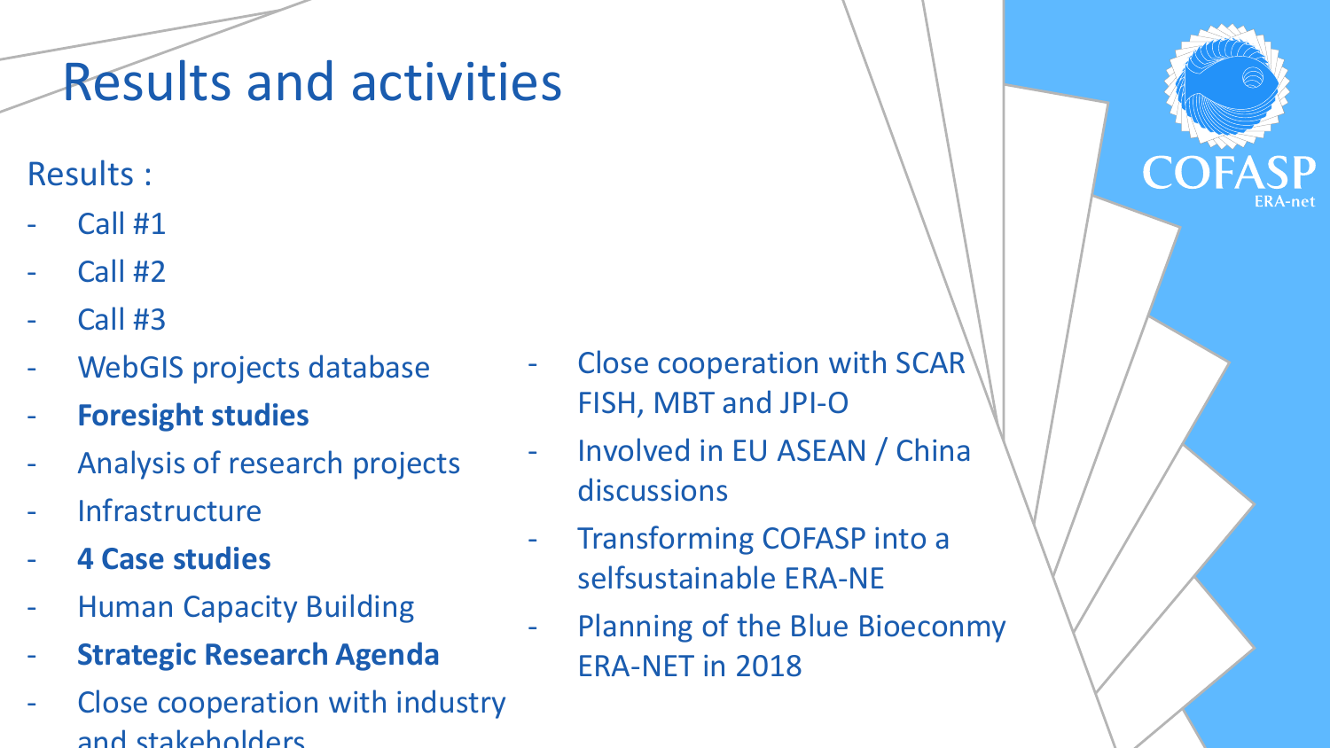# Results and activities

Results :

- Call #1
- Call #2
- Call #3
- WebGIS projects database
- **Foresight studies**
- Analysis of research projects
- Infrastructure
- **4 Case studies**
- Human Capacity Building
- **Strategic Research Agenda**
- Close cooperation with industry and stakeholders
- Close cooperation with SCAR FISH, MBT and JPI-O
- Involved in EU ASEAN / China discussions
- Transforming COFASP into a selfsustainable ERA-NE
- Planning of the Blue Bioeconmy ERA-NET in 2018

COFASP ERA-net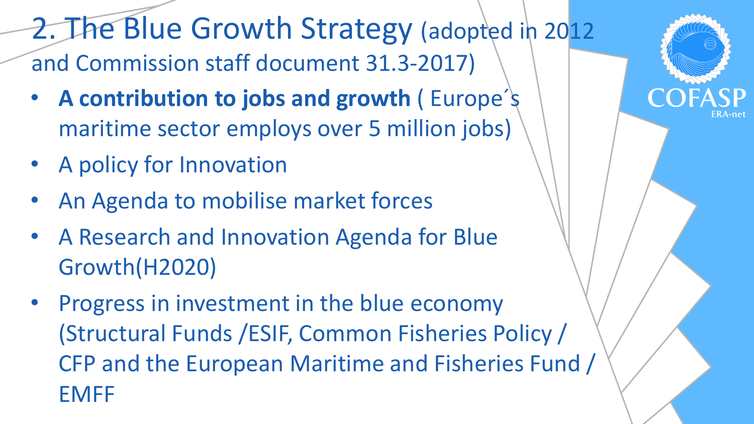# 2. The Blue Growth Strategy (adopted in 2012 and Commission staff document 31.3-2017)

- **A contribution to jobs and growth** ( Europe´s maritime sector employs over 5 million jobs)
- A policy for Innovation
- An Agenda to mobilise market forces
- A Research and Innovation Agenda for Blue Growth(H2020)
- Progress in investment in the blue economy (Structural Funds /ESIF, Common Fisheries Policy / CFP and the European Maritime and Fisheries Fund / EMFF

COFASP ERA-net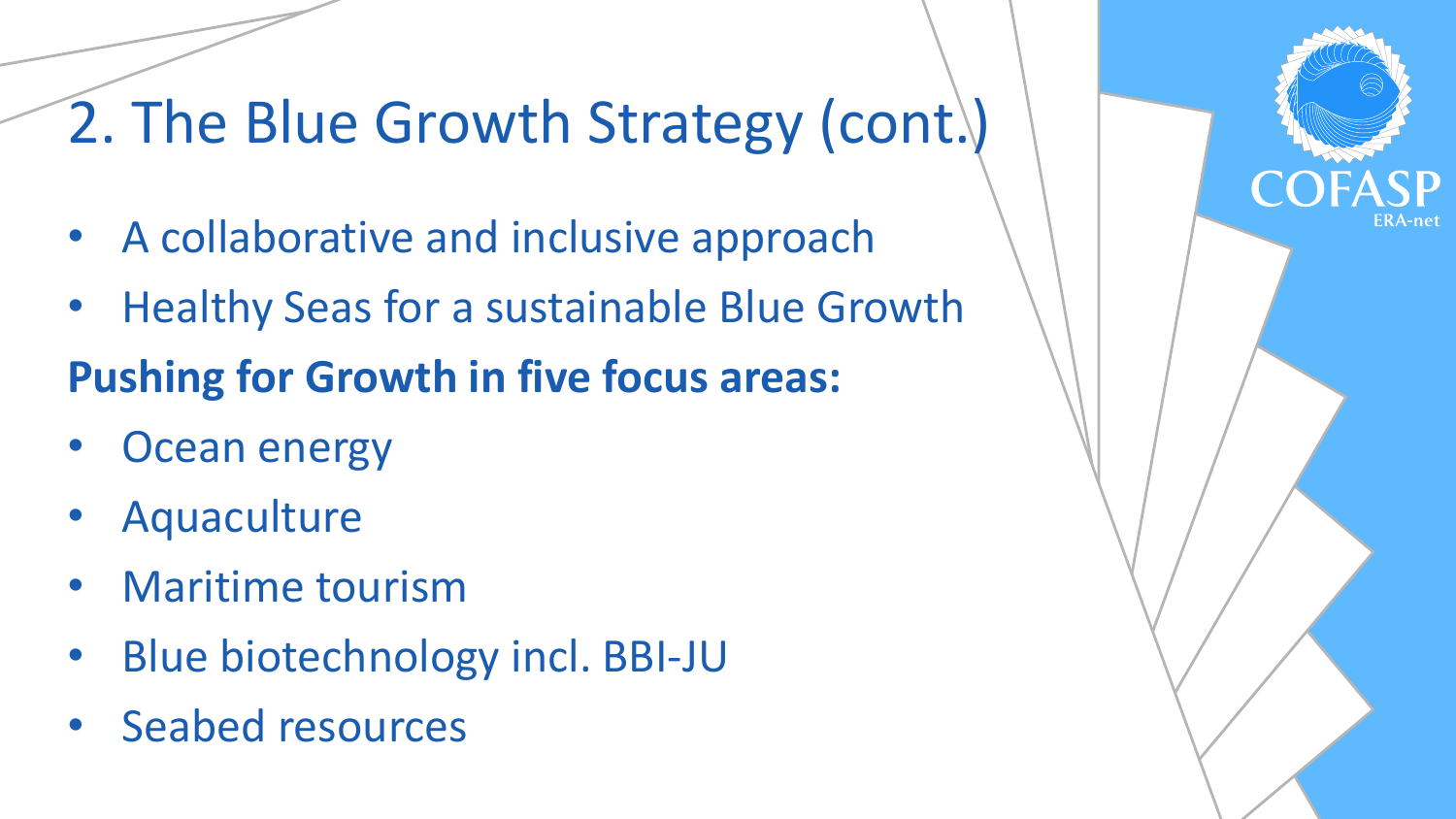# 2. The Blue Growth Strategy (cont.)

- A collaborative and inclusive approach
- Healthy Seas for a sustainable Blue Growth

**Pushing for Growth in five focus areas:**

- Ocean energy
- Aquaculture
- Maritime tourism
- Blue biotechnology incl. BBI-JU
- Seabed resources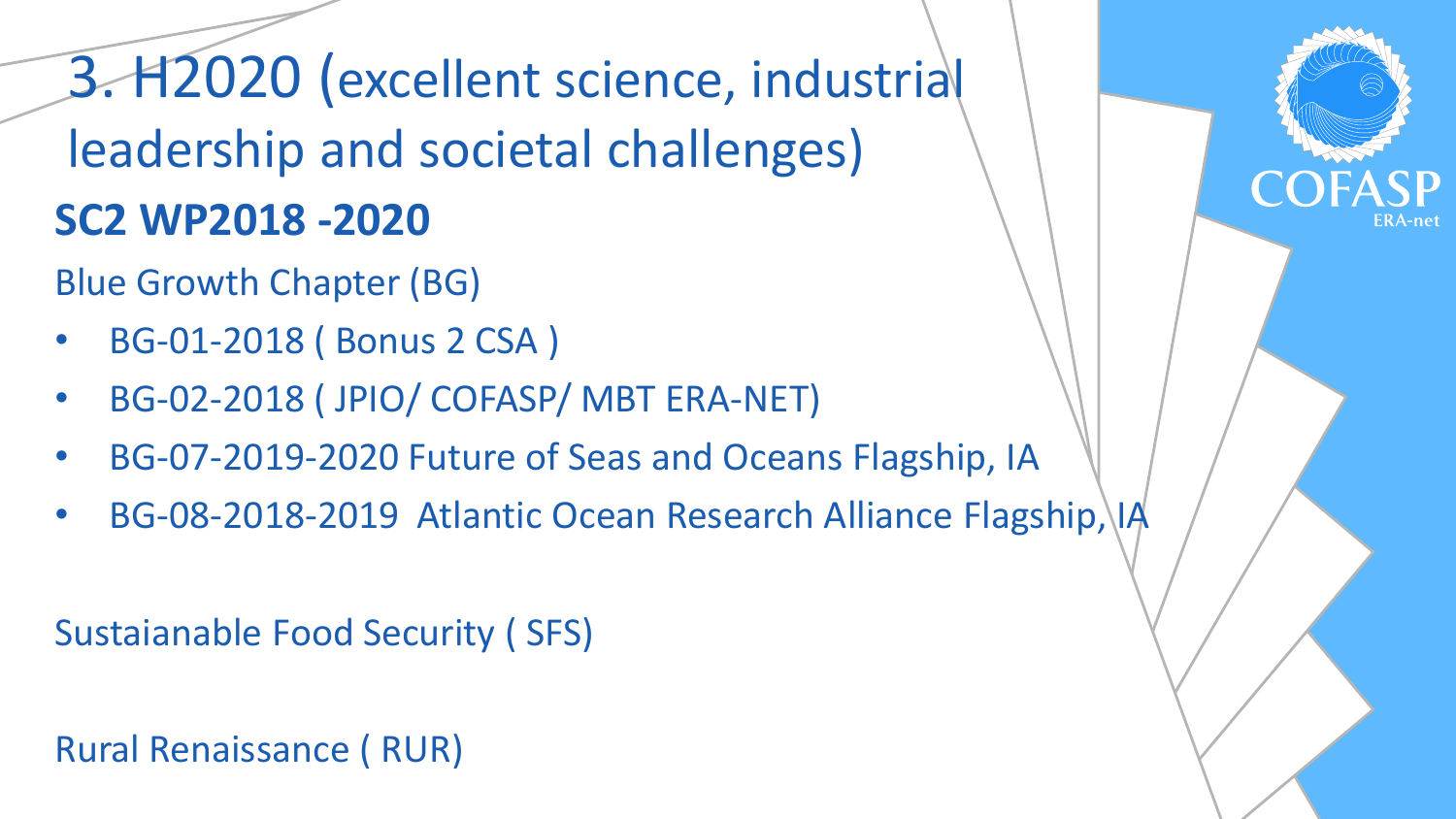# 3. H2020 (excellent science, industrial leadership and societal challenges)

## SC2 WP2018 -2020

Blue Growth Chapter (BG)

- BG-01-2018 ( Bonus 2 CSA )
- BG-02-2018 ( JPIO/ COFASP/ MBT ERA-NET)
- BG-07-2019-2020 Future of Seas and Oceans Flagship, IA
- BG-08-2018-2019 Atlantic Ocean Research Alliance Flagship, IA

Sustaianable Food Security ( SFS)

Rural Renaissance ( RUR)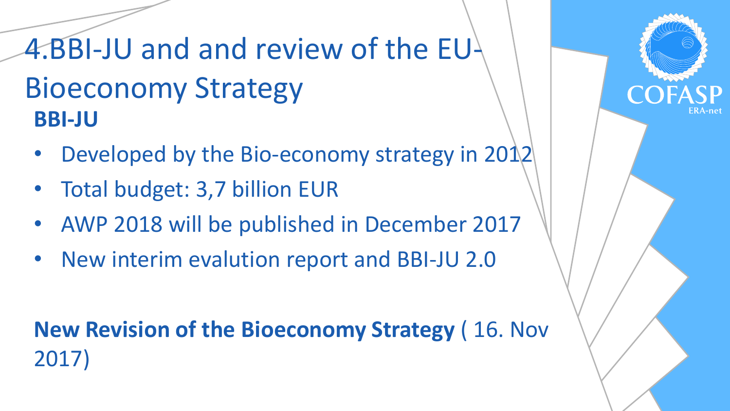# 4.BBI-JU and and review of the EU-Bioeconomy Strategy

**BBI-JU**

- Developed by the Bio-economy strategy in 2012
- Total budget: 3,7 billion EUR
- AWP 2018 will be published in December 2017
- New interim evalution report and BBI-JU 2.0

**New Revision of the Bioeconomy Strategy** ( 16. Nov 2017)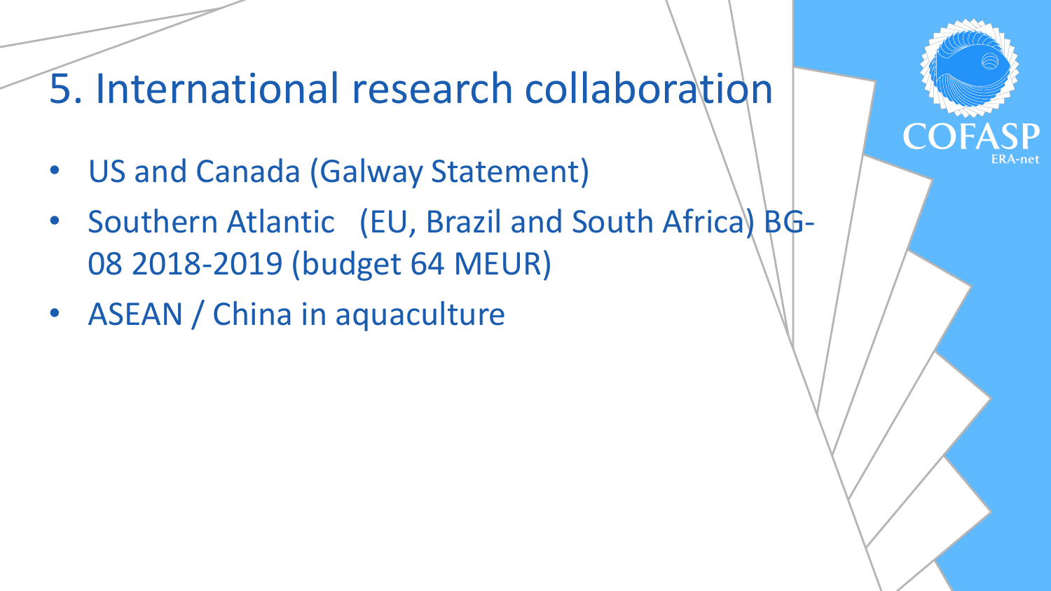# 5. International research collaboration

- US and Canada (Galway Statement)
- Southern Atlantic (EU, Brazil and South Africa) BG-08 2018-2019 (budget 64 MEUR)
- ASEAN / China in aquaculture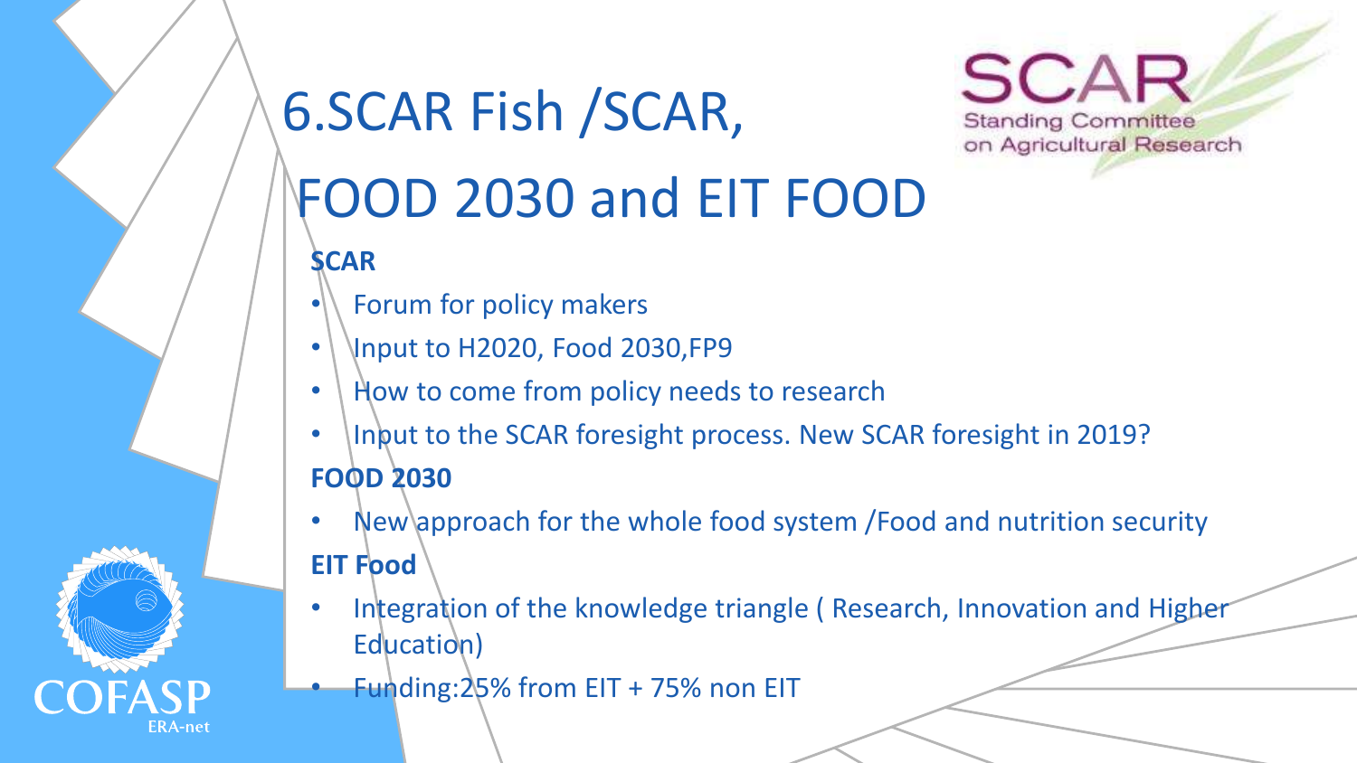# 6.SCAR Fish /SCAR, FOOD 2030 and EIT FOOD

**SCAR**

- Forum for policy makers
- Input to H2020, Food 2030,FP9
- How to come from policy needs to research
- Input to the SCAR foresight process. New SCAR foresight in 2019?

**FOOD 2030**

- New approach for the whole food system /Food and nutrition security

**EIT Food**

- Integration of the knowledge triangle ( Research, Innovation and Higher Education)
- Funding:25% from EIT + 75% non EIT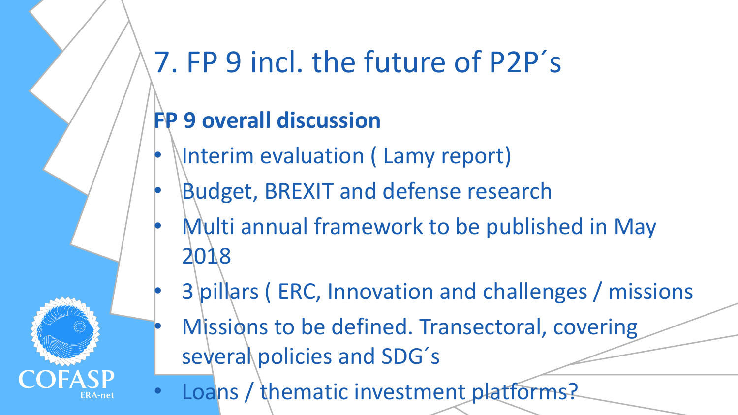# 7. FP 9 incl. the future of P2P´s

**FP 9 overall discussion**

- Interim evaluation ( Lamy report)
- Budget, BREXIT and defense research
- Multi annual framework to be published in May 2018
- 3 pillars ( ERC, Innovation and challenges / missions
- Missions to be defined. Transectoral, covering several policies and SDG´s
- Loans / thematic investment platforms?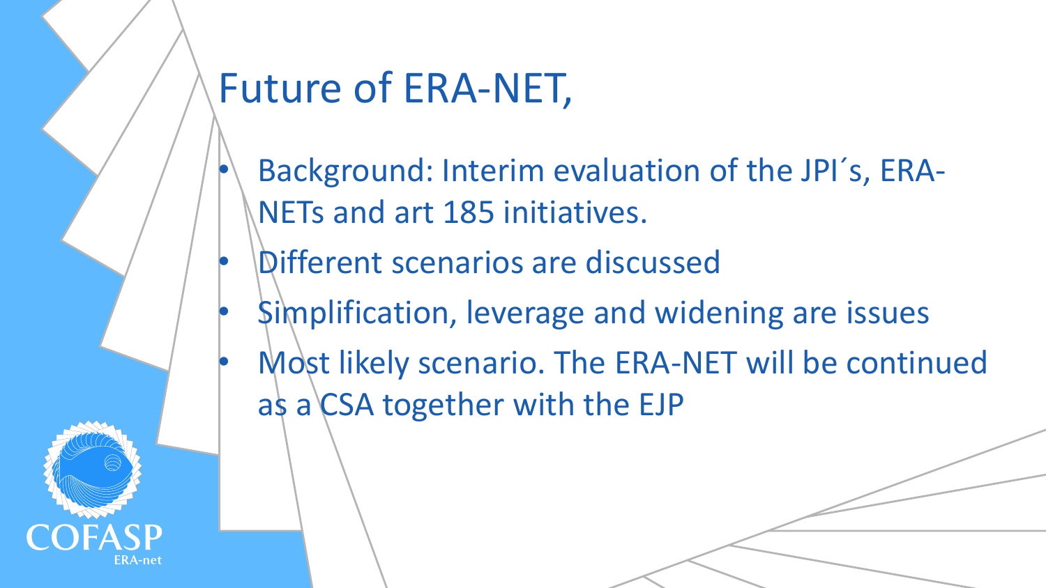# Future of ERA-NET,

- Background: Interim evaluation of the JPI´s, ERA-NETs and art 185 initiatives.
- Different scenarios are discussed
- Simplification, leverage and widening are issues
- Most likely scenario. The ERA-NET will be continued as a CSA together with the EJP

COFASP
ERA-net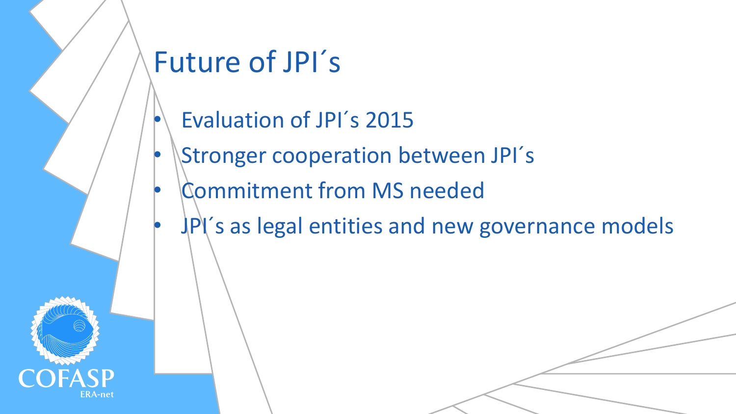# Future of JPI´s

- Evaluation of JPI´s 2015
- Stronger cooperation between JPI´s
- Commitment from MS needed
- JPI´s as legal entities and new governance models

COFASP
ERA-net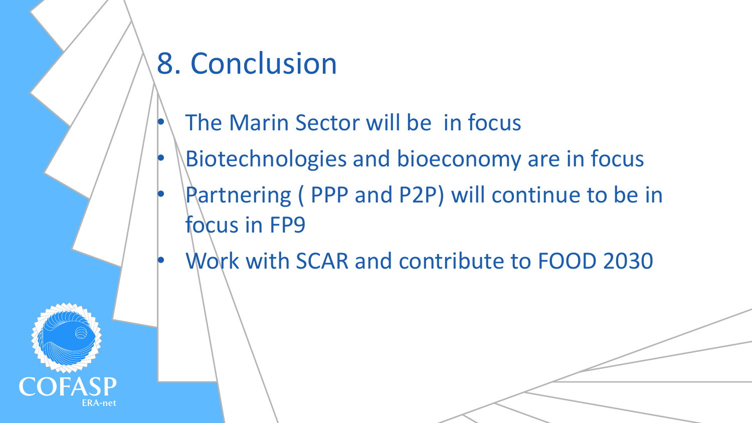# 8. Conclusion

- The Marin Sector will be  in focus
- Biotechnologies and bioeconomy are in focus
- Partnering ( PPP and P2P) will continue to be in focus in FP9
- Work with SCAR and contribute to FOOD 2030

COFASP
ERA-net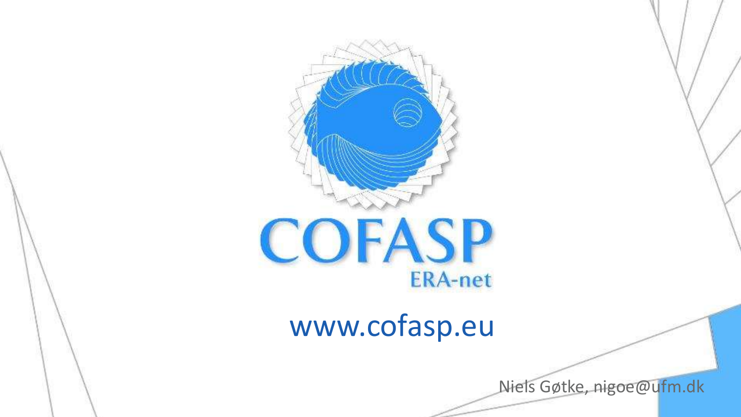COFASP

ERA-net

www.cofasp.eu

Niels Gøtke, nigoe@ufm.dk